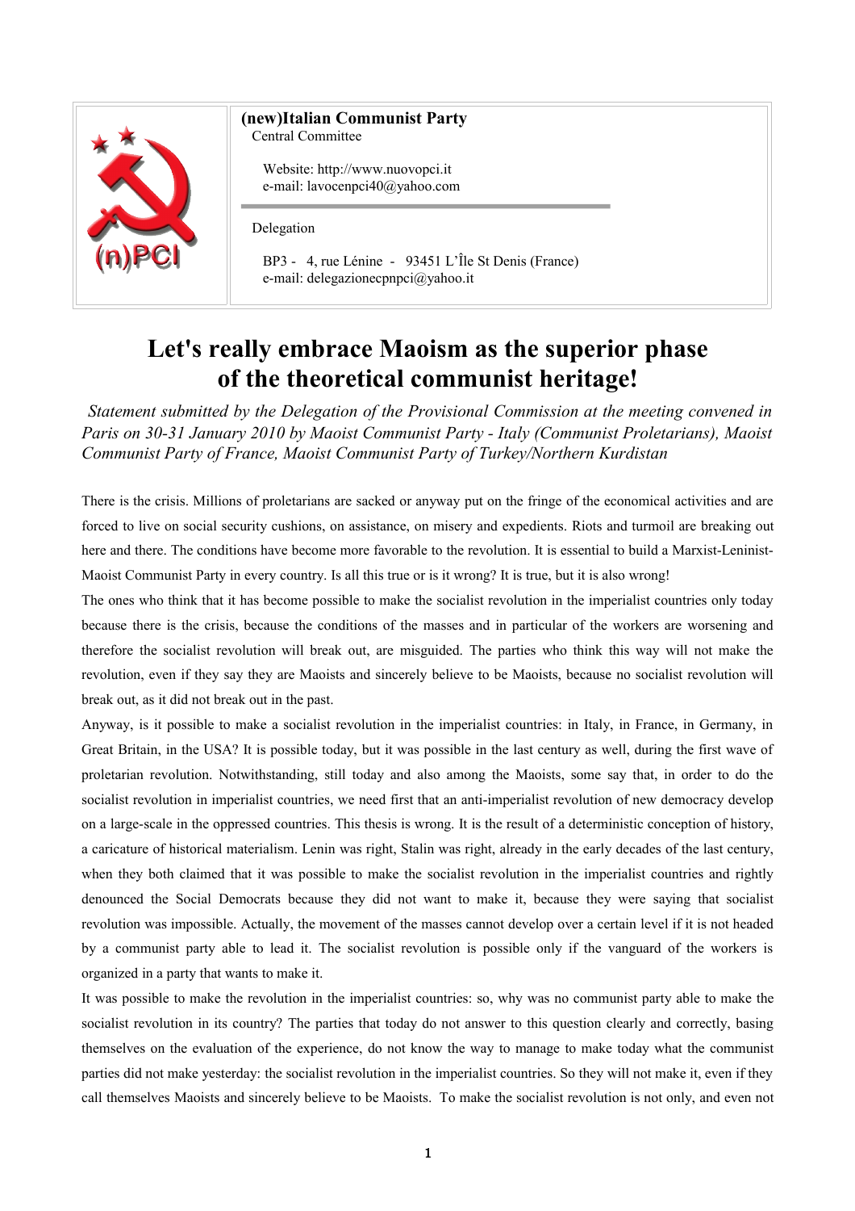**(new)Italian Communist Party**
Central Committee

Website: http://www.nuovopci.it
e-mail: lavocenpci40@yahoo.com

Delegation

BP3 - 4, rue Lénine - 93451 L'Île St Denis (France)
e-mail: delegazionecpnpci@yahoo.it

# Let's really embrace Maoism as the superior phase of the theoretical communist heritage!

*Statement submitted by the Delegation of the Provisional Commission at the meeting convened in Paris on 30-31 January 2010 by Maoist Communist Party - Italy (Communist Proletarians), Maoist Communist Party of France, Maoist Communist Party of Turkey/Northern Kurdistan*

There is the crisis. Millions of proletarians are sacked or anyway put on the fringe of the economical activities and are forced to live on social security cushions, on assistance, on misery and expedients. Riots and turmoil are breaking out here and there. The conditions have become more favorable to the revolution. It is essential to build a Marxist-Leninist-Maoist Communist Party in every country. Is all this true or is it wrong? It is true, but it is also wrong!

The ones who think that it has become possible to make the socialist revolution in the imperialist countries only today because there is the crisis, because the conditions of the masses and in particular of the workers are worsening and therefore the socialist revolution will break out, are misguided. The parties who think this way will not make the revolution, even if they say they are Maoists and sincerely believe to be Maoists, because no socialist revolution will break out, as it did not break out in the past.

Anyway, is it possible to make a socialist revolution in the imperialist countries: in Italy, in France, in Germany, in Great Britain, in the USA? It is possible today, but it was possible in the last century as well, during the first wave of proletarian revolution. Notwithstanding, still today and also among the Maoists, some say that, in order to do the socialist revolution in imperialist countries, we need first that an anti-imperialist revolution of new democracy develop on a large-scale in the oppressed countries. This thesis is wrong. It is the result of a deterministic conception of history, a caricature of historical materialism. Lenin was right, Stalin was right, already in the early decades of the last century, when they both claimed that it was possible to make the socialist revolution in the imperialist countries and rightly denounced the Social Democrats because they did not want to make it, because they were saying that socialist revolution was impossible. Actually, the movement of the masses cannot develop over a certain level if it is not headed by a communist party able to lead it. The socialist revolution is possible only if the vanguard of the workers is organized in a party that wants to make it.

It was possible to make the revolution in the imperialist countries: so, why was no communist party able to make the socialist revolution in its country? The parties that today do not answer to this question clearly and correctly, basing themselves on the evaluation of the experience, do not know the way to manage to make today what the communist parties did not make yesterday: the socialist revolution in the imperialist countries. So they will not make it, even if they call themselves Maoists and sincerely believe to be Maoists. To make the socialist revolution is not only, and even not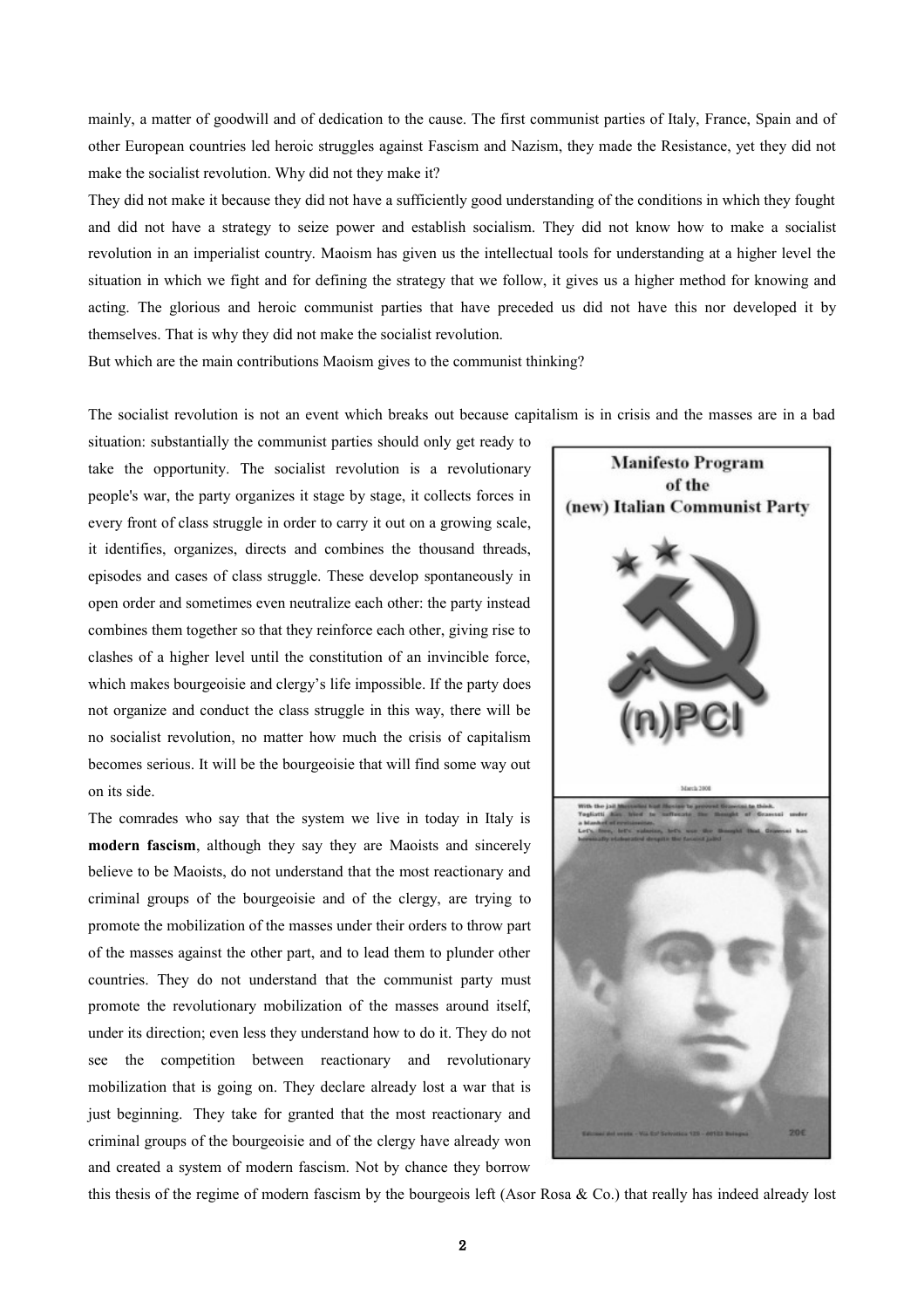mainly, a matter of goodwill and of dedication to the cause. The first communist parties of Italy, France, Spain and of other European countries led heroic struggles against Fascism and Nazism, they made the Resistance, yet they did not make the socialist revolution. Why did not they make it?

They did not make it because they did not have a sufficiently good understanding of the conditions in which they fought and did not have a strategy to seize power and establish socialism. They did not know how to make a socialist revolution in an imperialist country. Maoism has given us the intellectual tools for understanding at a higher level the situation in which we fight and for defining the strategy that we follow, it gives us a higher method for knowing and acting. The glorious and heroic communist parties that have preceded us did not have this nor developed it by themselves. That is why they did not make the socialist revolution.

But which are the main contributions Maoism gives to the communist thinking?

The socialist revolution is not an event which breaks out because capitalism is in crisis and the masses are in a bad situation: substantially the communist parties should only get ready to take the opportunity. The socialist revolution is a revolutionary people's war, the party organizes it stage by stage, it collects forces in every front of class struggle in order to carry it out on a growing scale, it identifies, organizes, directs and combines the thousand threads, episodes and cases of class struggle. These develop spontaneously in open order and sometimes even neutralize each other: the party instead combines them together so that they reinforce each other, giving rise to clashes of a higher level until the constitution of an invincible force, which makes bourgeoisie and clergy's life impossible. If the party does not organize and conduct the class struggle in this way, there will be no socialist revolution, no matter how much the crisis of capitalism becomes serious. It will be the bourgeoisie that will find some way out on its side.

The comrades who say that the system we live in today in Italy is **modern fascism**, although they say they are Maoists and sincerely believe to be Maoists, do not understand that the most reactionary and criminal groups of the bourgeoisie and of the clergy, are trying to promote the mobilization of the masses under their orders to throw part of the masses against the other part, and to lead them to plunder other countries. They do not understand that the communist party must promote the revolutionary mobilization of the masses around itself, under its direction; even less they understand how to do it. They do not see the competition between reactionary and revolutionary mobilization that is going on. They declare already lost a war that is just beginning. They take for granted that the most reactionary and criminal groups of the bourgeoisie and of the clergy have already won and created a system of modern fascism. Not by chance they borrow this thesis of the regime of modern fascism by the bourgeois left (Asor Rosa & Co.) that really has indeed already lost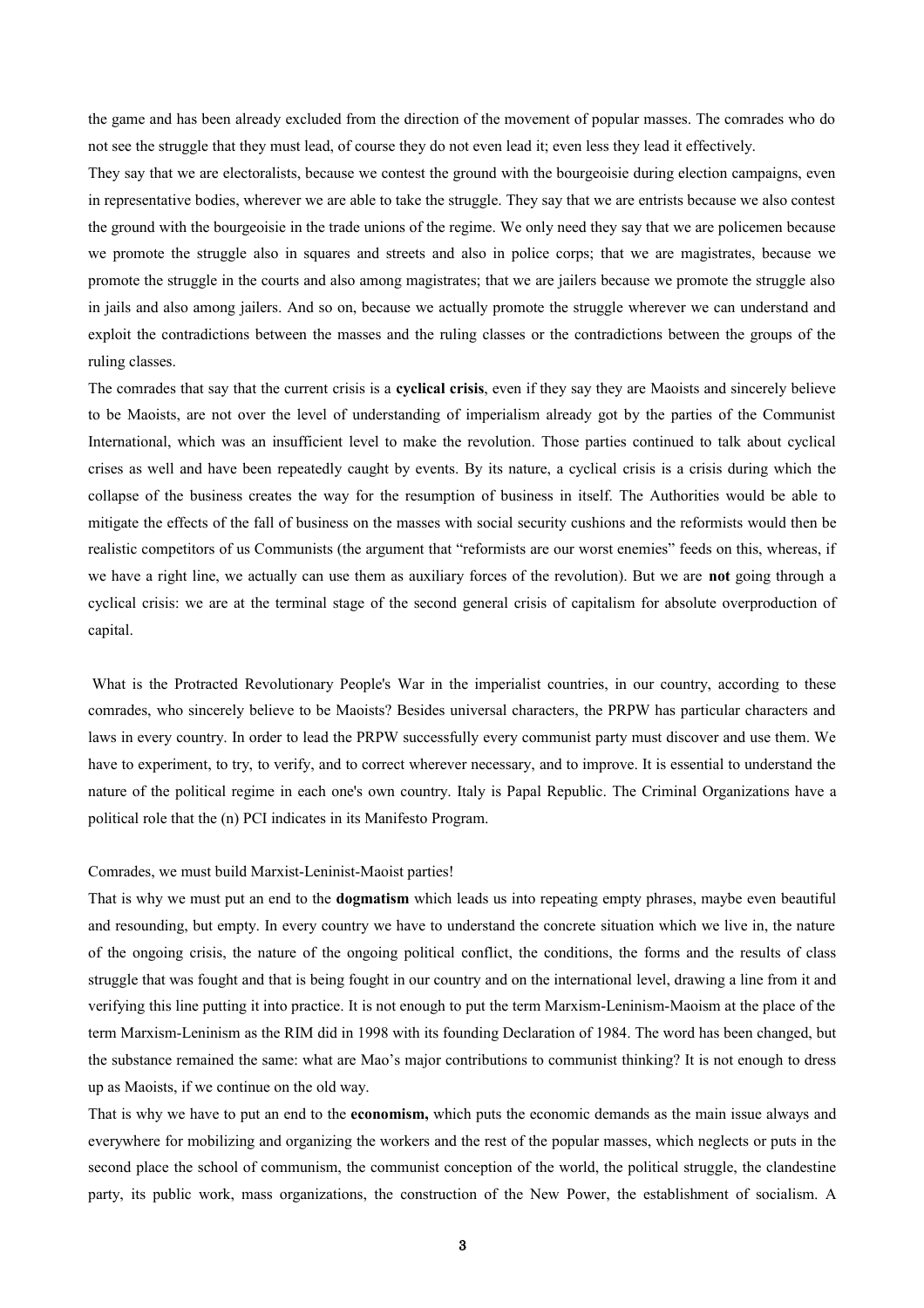the game and has been already excluded from the direction of the movement of popular masses. The comrades who do not see the struggle that they must lead, of course they do not even lead it; even less they lead it effectively.

They say that we are electoralists, because we contest the ground with the bourgeoisie during election campaigns, even in representative bodies, wherever we are able to take the struggle. They say that we are entrists because we also contest the ground with the bourgeoisie in the trade unions of the regime. We only need they say that we are policemen because we promote the struggle also in squares and streets and also in police corps; that we are magistrates, because we promote the struggle in the courts and also among magistrates; that we are jailers because we promote the struggle also in jails and also among jailers. And so on, because we actually promote the struggle wherever we can understand and exploit the contradictions between the masses and the ruling classes or the contradictions between the groups of the ruling classes.

The comrades that say that the current crisis is a **cyclical crisis**, even if they say they are Maoists and sincerely believe to be Maoists, are not over the level of understanding of imperialism already got by the parties of the Communist International, which was an insufficient level to make the revolution. Those parties continued to talk about cyclical crises as well and have been repeatedly caught by events. By its nature, a cyclical crisis is a crisis during which the collapse of the business creates the way for the resumption of business in itself. The Authorities would be able to mitigate the effects of the fall of business on the masses with social security cushions and the reformists would then be realistic competitors of us Communists (the argument that "reformists are our worst enemies" feeds on this, whereas, if we have a right line, we actually can use them as auxiliary forces of the revolution). But we are **not** going through a cyclical crisis: we are at the terminal stage of the second general crisis of capitalism for absolute overproduction of capital.

What is the Protracted Revolutionary People's War in the imperialist countries, in our country, according to these comrades, who sincerely believe to be Maoists? Besides universal characters, the PRPW has particular characters and laws in every country. In order to lead the PRPW successfully every communist party must discover and use them. We have to experiment, to try, to verify, and to correct wherever necessary, and to improve. It is essential to understand the nature of the political regime in each one's own country. Italy is Papal Republic. The Criminal Organizations have a political role that the (n) PCI indicates in its Manifesto Program.

Comrades, we must build Marxist-Leninist-Maoist parties!

That is why we must put an end to the **dogmatism** which leads us into repeating empty phrases, maybe even beautiful and resounding, but empty. In every country we have to understand the concrete situation which we live in, the nature of the ongoing crisis, the nature of the ongoing political conflict, the conditions, the forms and the results of class struggle that was fought and that is being fought in our country and on the international level, drawing a line from it and verifying this line putting it into practice. It is not enough to put the term Marxism-Leninism-Maoism at the place of the term Marxism-Leninism as the RIM did in 1998 with its founding Declaration of 1984. The word has been changed, but the substance remained the same: what are Mao's major contributions to communist thinking? It is not enough to dress up as Maoists, if we continue on the old way.

That is why we have to put an end to the **economism,** which puts the economic demands as the main issue always and everywhere for mobilizing and organizing the workers and the rest of the popular masses, which neglects or puts in the second place the school of communism, the communist conception of the world, the political struggle, the clandestine party, its public work, mass organizations, the construction of the New Power, the establishment of socialism. A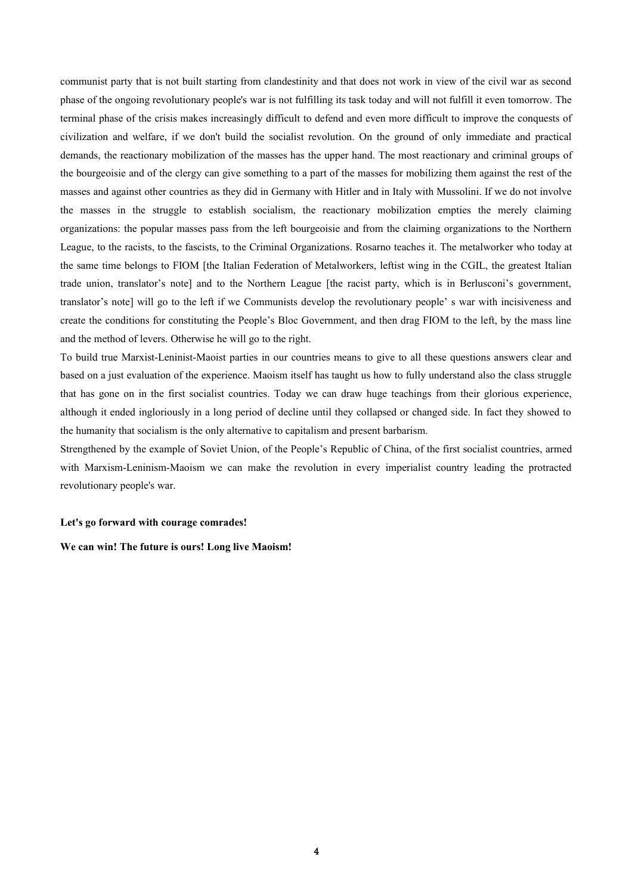communist party that is not built starting from clandestinity and that does not work in view of the civil war as second phase of the ongoing revolutionary people's war is not fulfilling its task today and will not fulfill it even tomorrow. The terminal phase of the crisis makes increasingly difficult to defend and even more difficult to improve the conquests of civilization and welfare, if we don't build the socialist revolution. On the ground of only immediate and practical demands, the reactionary mobilization of the masses has the upper hand. The most reactionary and criminal groups of the bourgeoisie and of the clergy can give something to a part of the masses for mobilizing them against the rest of the masses and against other countries as they did in Germany with Hitler and in Italy with Mussolini. If we do not involve the masses in the struggle to establish socialism, the reactionary mobilization empties the merely claiming organizations: the popular masses pass from the left bourgeoisie and from the claiming organizations to the Northern League, to the racists, to the fascists, to the Criminal Organizations. Rosarno teaches it. The metalworker who today at the same time belongs to FIOM [the Italian Federation of Metalworkers, leftist wing in the CGIL, the greatest Italian trade union, translator's note] and to the Northern League [the racist party, which is in Berlusconi's government, translator's note] will go to the left if we Communists develop the revolutionary people' s war with incisiveness and create the conditions for constituting the People's Bloc Government, and then drag FIOM to the left, by the mass line and the method of levers. Otherwise he will go to the right.

To build true Marxist-Leninist-Maoist parties in our countries means to give to all these questions answers clear and based on a just evaluation of the experience. Maoism itself has taught us how to fully understand also the class struggle that has gone on in the first socialist countries. Today we can draw huge teachings from their glorious experience, although it ended ingloriously in a long period of decline until they collapsed or changed side. In fact they showed to the humanity that socialism is the only alternative to capitalism and present barbarism.

Strengthened by the example of Soviet Union, of the People's Republic of China, of the first socialist countries, armed with Marxism-Leninism-Maoism we can make the revolution in every imperialist country leading the protracted revolutionary people's war.

**Let's go forward with courage comrades!**

**We can win! The future is ours! Long live Maoism!**